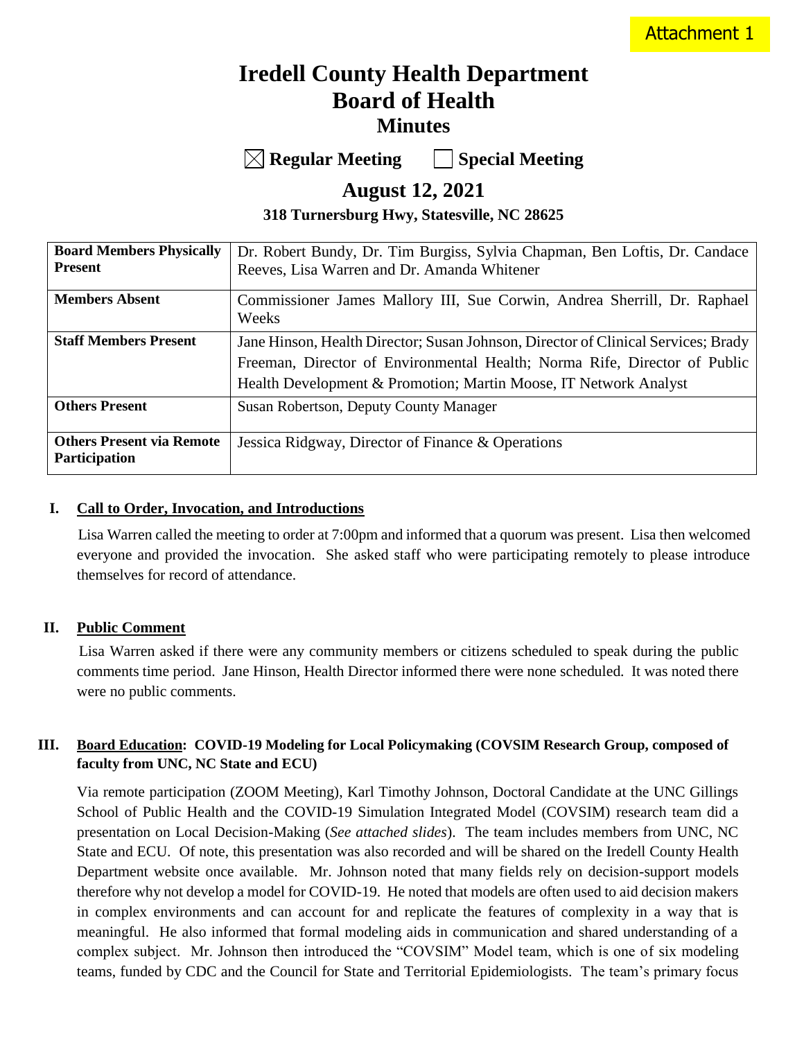Attachment 1

# Iredell County Health Department
# Board of Health
## Minutes

☒ **Regular Meeting** ☐ **Special Meeting**

## August 12, 2021

**318 Turnersburg Hwy, Statesville, NC 28625**

| | |
|---|---|
| **Board Members Physically Present** | Dr. Robert Bundy, Dr. Tim Burgiss, Sylvia Chapman, Ben Loftis, Dr. Candace Reeves, Lisa Warren and Dr. Amanda Whitener |
| **Members Absent** | Commissioner James Mallory III, Sue Corwin, Andrea Sherrill, Dr. Raphael Weeks |
| **Staff Members Present** | Jane Hinson, Health Director; Susan Johnson, Director of Clinical Services; Brady Freeman, Director of Environmental Health; Norma Rife, Director of Public Health Development & Promotion; Martin Moose, IT Network Analyst |
| **Others Present** | Susan Robertson, Deputy County Manager |
| **Others Present via Remote Participation** | Jessica Ridgway, Director of Finance & Operations |

### I. Call to Order, Invocation, and Introductions

Lisa Warren called the meeting to order at 7:00pm and informed that a quorum was present. Lisa then welcomed everyone and provided the invocation. She asked staff who were participating remotely to please introduce themselves for record of attendance.

### II. Public Comment

Lisa Warren asked if there were any community members or citizens scheduled to speak during the public comments time period. Jane Hinson, Health Director informed there were none scheduled. It was noted there were no public comments.

### III. Board Education: COVID-19 Modeling for Local Policymaking (COVSIM Research Group, composed of faculty from UNC, NC State and ECU)

Via remote participation (ZOOM Meeting), Karl Timothy Johnson, Doctoral Candidate at the UNC Gillings School of Public Health and the COVID-19 Simulation Integrated Model (COVSIM) research team did a presentation on Local Decision-Making (*See attached slides*). The team includes members from UNC, NC State and ECU. Of note, this presentation was also recorded and will be shared on the Iredell County Health Department website once available. Mr. Johnson noted that many fields rely on decision-support models therefore why not develop a model for COVID-19. He noted that models are often used to aid decision makers in complex environments and can account for and replicate the features of complexity in a way that is meaningful. He also informed that formal modeling aids in communication and shared understanding of a complex subject. Mr. Johnson then introduced the "COVSIM" Model team, which is one of six modeling teams, funded by CDC and the Council for State and Territorial Epidemiologists. The team's primary focus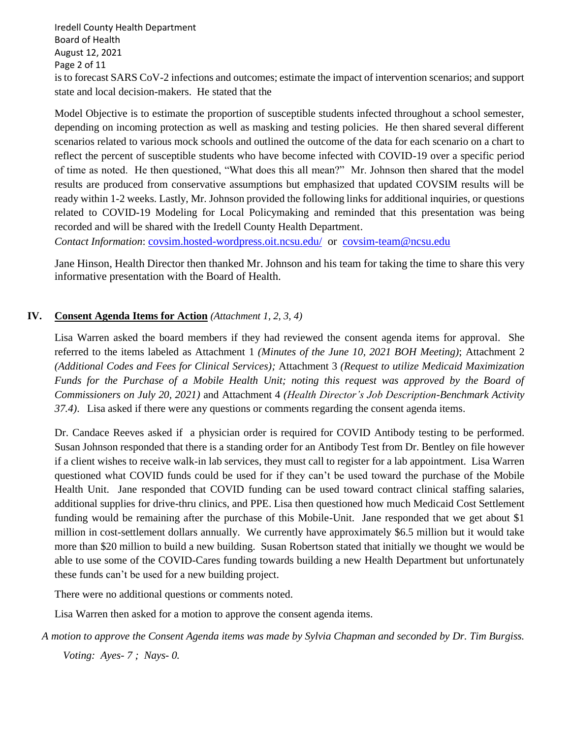is to forecast SARS CoV-2 infections and outcomes; estimate the impact of intervention scenarios; and support state and local decision-makers. He stated that the

Model Objective is to estimate the proportion of susceptible students infected throughout a school semester, depending on incoming protection as well as masking and testing policies. He then shared several different scenarios related to various mock schools and outlined the outcome of the data for each scenario on a chart to reflect the percent of susceptible students who have become infected with COVID-19 over a specific period of time as noted. He then questioned, "What does this all mean?" Mr. Johnson then shared that the model results are produced from conservative assumptions but emphasized that updated COVSIM results will be ready within 1-2 weeks. Lastly, Mr. Johnson provided the following links for additional inquiries, or questions related to COVID-19 Modeling for Local Policymaking and reminded that this presentation was being recorded and will be shared with the Iredell County Health Department.

*Contact Information*: covsim.hosted-wordpress.oit.ncsu.edu/ or covsim-team@ncsu.edu

Jane Hinson, Health Director then thanked Mr. Johnson and his team for taking the time to share this very informative presentation with the Board of Health.

## IV. **Consent Agenda Items for Action** *(Attachment 1, 2, 3, 4)*

Lisa Warren asked the board members if they had reviewed the consent agenda items for approval. She referred to the items labeled as Attachment 1 *(Minutes of the June 10, 2021 BOH Meeting)*; Attachment 2 *(Additional Codes and Fees for Clinical Services);* Attachment 3 *(Request to utilize Medicaid Maximization Funds for the Purchase of a Mobile Health Unit; noting this request was approved by the Board of Commissioners on July 20, 2021)* and Attachment 4 *(Health Director's Job Description-Benchmark Activity 37.4)*. Lisa asked if there were any questions or comments regarding the consent agenda items.

Dr. Candace Reeves asked if a physician order is required for COVID Antibody testing to be performed. Susan Johnson responded that there is a standing order for an Antibody Test from Dr. Bentley on file however if a client wishes to receive walk-in lab services, they must call to register for a lab appointment. Lisa Warren questioned what COVID funds could be used for if they can't be used toward the purchase of the Mobile Health Unit. Jane responded that COVID funding can be used toward contract clinical staffing salaries, additional supplies for drive-thru clinics, and PPE. Lisa then questioned how much Medicaid Cost Settlement funding would be remaining after the purchase of this Mobile-Unit. Jane responded that we get about $1 million in cost-settlement dollars annually. We currently have approximately $6.5 million but it would take more than $20 million to build a new building. Susan Robertson stated that initially we thought we would be able to use some of the COVID-Cares funding towards building a new Health Department but unfortunately these funds can't be used for a new building project.

There were no additional questions or comments noted.

Lisa Warren then asked for a motion to approve the consent agenda items.

*A motion to approve the Consent Agenda items was made by Sylvia Chapman and seconded by Dr. Tim Burgiss.*

*Voting: Ayes- 7 ; Nays- 0.*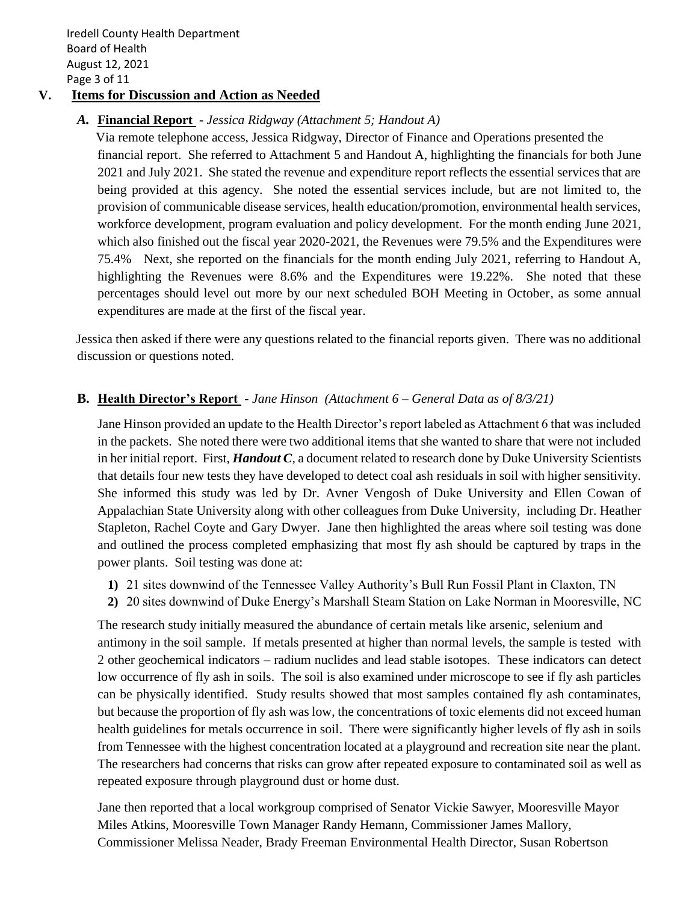## V. Items for Discussion and Action as Needed

### *A.* Financial Report - *Jessica Ridgway (Attachment 5; Handout A)*

Via remote telephone access, Jessica Ridgway, Director of Finance and Operations presented the financial report. She referred to Attachment 5 and Handout A, highlighting the financials for both June 2021 and July 2021. She stated the revenue and expenditure report reflects the essential services that are being provided at this agency. She noted the essential services include, but are not limited to, the provision of communicable disease services, health education/promotion, environmental health services, workforce development, program evaluation and policy development. For the month ending June 2021, which also finished out the fiscal year 2020-2021, the Revenues were 79.5% and the Expenditures were 75.4% Next, she reported on the financials for the month ending July 2021, referring to Handout A, highlighting the Revenues were 8.6% and the Expenditures were 19.22%. She noted that these percentages should level out more by our next scheduled BOH Meeting in October, as some annual expenditures are made at the first of the fiscal year.

Jessica then asked if there were any questions related to the financial reports given. There was no additional discussion or questions noted.

### B. Health Director's Report - *Jane Hinson (Attachment 6 – General Data as of 8/3/21)*

Jane Hinson provided an update to the Health Director's report labeled as Attachment 6 that was included in the packets. She noted there were two additional items that she wanted to share that were not included in her initial report. First, ***Handout C***, a document related to research done by Duke University Scientists that details four new tests they have developed to detect coal ash residuals in soil with higher sensitivity. She informed this study was led by Dr. Avner Vengosh of Duke University and Ellen Cowan of Appalachian State University along with other colleagues from Duke University, including Dr. Heather Stapleton, Rachel Coyte and Gary Dwyer. Jane then highlighted the areas where soil testing was done and outlined the process completed emphasizing that most fly ash should be captured by traps in the power plants. Soil testing was done at:

1) 21 sites downwind of the Tennessee Valley Authority's Bull Run Fossil Plant in Claxton, TN
2) 20 sites downwind of Duke Energy's Marshall Steam Station on Lake Norman in Mooresville, NC

The research study initially measured the abundance of certain metals like arsenic, selenium and antimony in the soil sample. If metals presented at higher than normal levels, the sample is tested with 2 other geochemical indicators – radium nuclides and lead stable isotopes. These indicators can detect low occurrence of fly ash in soils. The soil is also examined under microscope to see if fly ash particles can be physically identified. Study results showed that most samples contained fly ash contaminates, but because the proportion of fly ash was low, the concentrations of toxic elements did not exceed human health guidelines for metals occurrence in soil. There were significantly higher levels of fly ash in soils from Tennessee with the highest concentration located at a playground and recreation site near the plant. The researchers had concerns that risks can grow after repeated exposure to contaminated soil as well as repeated exposure through playground dust or home dust.

Jane then reported that a local workgroup comprised of Senator Vickie Sawyer, Mooresville Mayor Miles Atkins, Mooresville Town Manager Randy Hemann, Commissioner James Mallory, Commissioner Melissa Neader, Brady Freeman Environmental Health Director, Susan Robertson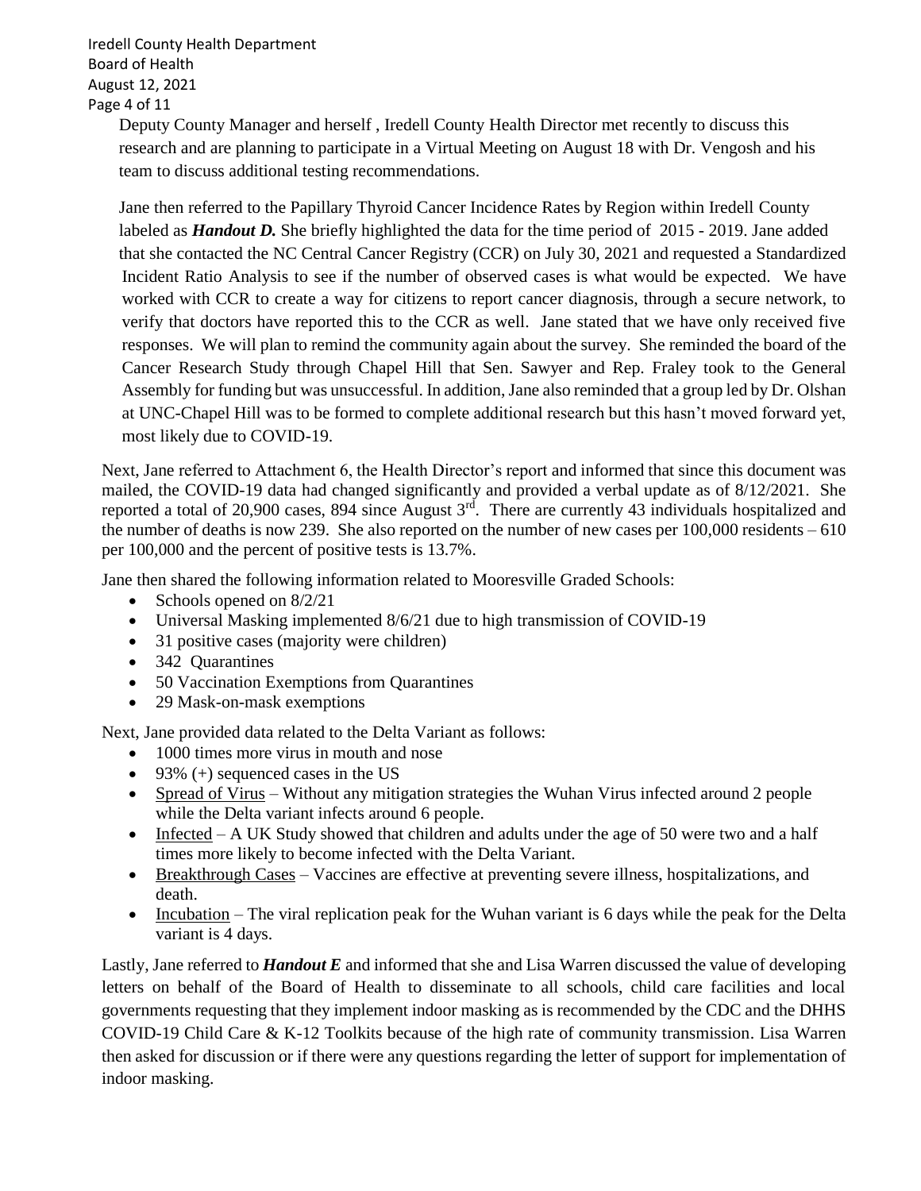Deputy County Manager and herself , Iredell County Health Director met recently to discuss this research and are planning to participate in a Virtual Meeting on August 18 with Dr. Vengosh and his team to discuss additional testing recommendations.

Jane then referred to the Papillary Thyroid Cancer Incidence Rates by Region within Iredell County labeled as ***Handout D.*** She briefly highlighted the data for the time period of 2015 - 2019. Jane added that she contacted the NC Central Cancer Registry (CCR) on July 30, 2021 and requested a Standardized Incident Ratio Analysis to see if the number of observed cases is what would be expected. We have worked with CCR to create a way for citizens to report cancer diagnosis, through a secure network, to verify that doctors have reported this to the CCR as well. Jane stated that we have only received five responses. We will plan to remind the community again about the survey. She reminded the board of the Cancer Research Study through Chapel Hill that Sen. Sawyer and Rep. Fraley took to the General Assembly for funding but was unsuccessful. In addition, Jane also reminded that a group led by Dr. Olshan at UNC-Chapel Hill was to be formed to complete additional research but this hasn't moved forward yet, most likely due to COVID-19.

Next, Jane referred to Attachment 6, the Health Director's report and informed that since this document was mailed, the COVID-19 data had changed significantly and provided a verbal update as of 8/12/2021. She reported a total of 20,900 cases, 894 since August 3rd. There are currently 43 individuals hospitalized and the number of deaths is now 239. She also reported on the number of new cases per 100,000 residents – 610 per 100,000 and the percent of positive tests is 13.7%.

Jane then shared the following information related to Mooresville Graded Schools:

- Schools opened on 8/2/21
- Universal Masking implemented 8/6/21 due to high transmission of COVID-19
- 31 positive cases (majority were children)
- 342 Quarantines
- 50 Vaccination Exemptions from Quarantines
- 29 Mask-on-mask exemptions

Next, Jane provided data related to the Delta Variant as follows:

- 1000 times more virus in mouth and nose
- 93% (+) sequenced cases in the US
- <u>Spread of Virus</u> – Without any mitigation strategies the Wuhan Virus infected around 2 people while the Delta variant infects around 6 people.
- <u>Infected</u> – A UK Study showed that children and adults under the age of 50 were two and a half times more likely to become infected with the Delta Variant.
- <u>Breakthrough Cases</u> – Vaccines are effective at preventing severe illness, hospitalizations, and death.
- <u>Incubation</u> – The viral replication peak for the Wuhan variant is 6 days while the peak for the Delta variant is 4 days.

Lastly, Jane referred to ***Handout E*** and informed that she and Lisa Warren discussed the value of developing letters on behalf of the Board of Health to disseminate to all schools, child care facilities and local governments requesting that they implement indoor masking as is recommended by the CDC and the DHHS COVID-19 Child Care & K-12 Toolkits because of the high rate of community transmission. Lisa Warren then asked for discussion or if there were any questions regarding the letter of support for implementation of indoor masking.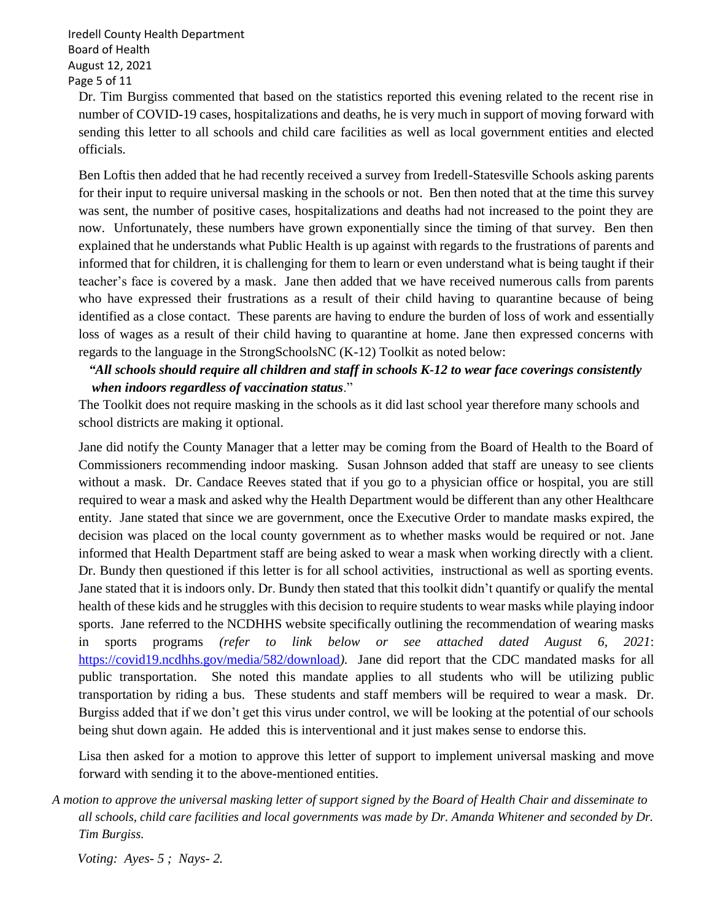Dr. Tim Burgiss commented that based on the statistics reported this evening related to the recent rise in number of COVID-19 cases, hospitalizations and deaths, he is very much in support of moving forward with sending this letter to all schools and child care facilities as well as local government entities and elected officials.

Ben Loftis then added that he had recently received a survey from Iredell-Statesville Schools asking parents for their input to require universal masking in the schools or not. Ben then noted that at the time this survey was sent, the number of positive cases, hospitalizations and deaths had not increased to the point they are now. Unfortunately, these numbers have grown exponentially since the timing of that survey. Ben then explained that he understands what Public Health is up against with regards to the frustrations of parents and informed that for children, it is challenging for them to learn or even understand what is being taught if their teacher's face is covered by a mask. Jane then added that we have received numerous calls from parents who have expressed their frustrations as a result of their child having to quarantine because of being identified as a close contact. These parents are having to endure the burden of loss of work and essentially loss of wages as a result of their child having to quarantine at home. Jane then expressed concerns with regards to the language in the StrongSchoolsNC (K-12) Toolkit as noted below:

> ***"All schools should require all children and staff in schools K-12 to wear face coverings consistently when indoors regardless of vaccination status*."**

The Toolkit does not require masking in the schools as it did last school year therefore many schools and school districts are making it optional.

Jane did notify the County Manager that a letter may be coming from the Board of Health to the Board of Commissioners recommending indoor masking. Susan Johnson added that staff are uneasy to see clients without a mask. Dr. Candace Reeves stated that if you go to a physician office or hospital, you are still required to wear a mask and asked why the Health Department would be different than any other Healthcare entity. Jane stated that since we are government, once the Executive Order to mandate masks expired, the decision was placed on the local county government as to whether masks would be required or not. Jane informed that Health Department staff are being asked to wear a mask when working directly with a client. Dr. Bundy then questioned if this letter is for all school activities, instructional as well as sporting events. Jane stated that it is indoors only. Dr. Bundy then stated that this toolkit didn't quantify or qualify the mental health of these kids and he struggles with this decision to require students to wear masks while playing indoor sports. Jane referred to the NCDHHS website specifically outlining the recommendation of wearing masks in sports programs *(refer to link below or see attached dated August 6, 2021*: https://covid19.ncdhhs.gov/media/582/download*)*. Jane did report that the CDC mandated masks for all public transportation. She noted this mandate applies to all students who will be utilizing public transportation by riding a bus. These students and staff members will be required to wear a mask. Dr. Burgiss added that if we don't get this virus under control, we will be looking at the potential of our schools being shut down again. He added this is interventional and it just makes sense to endorse this.

Lisa then asked for a motion to approve this letter of support to implement universal masking and move forward with sending it to the above-mentioned entities.

*A motion to approve the universal masking letter of support signed by the Board of Health Chair and disseminate to all schools, child care facilities and local governments was made by Dr. Amanda Whitener and seconded by Dr. Tim Burgiss.*

*Voting: Ayes- 5 ; Nays- 2.*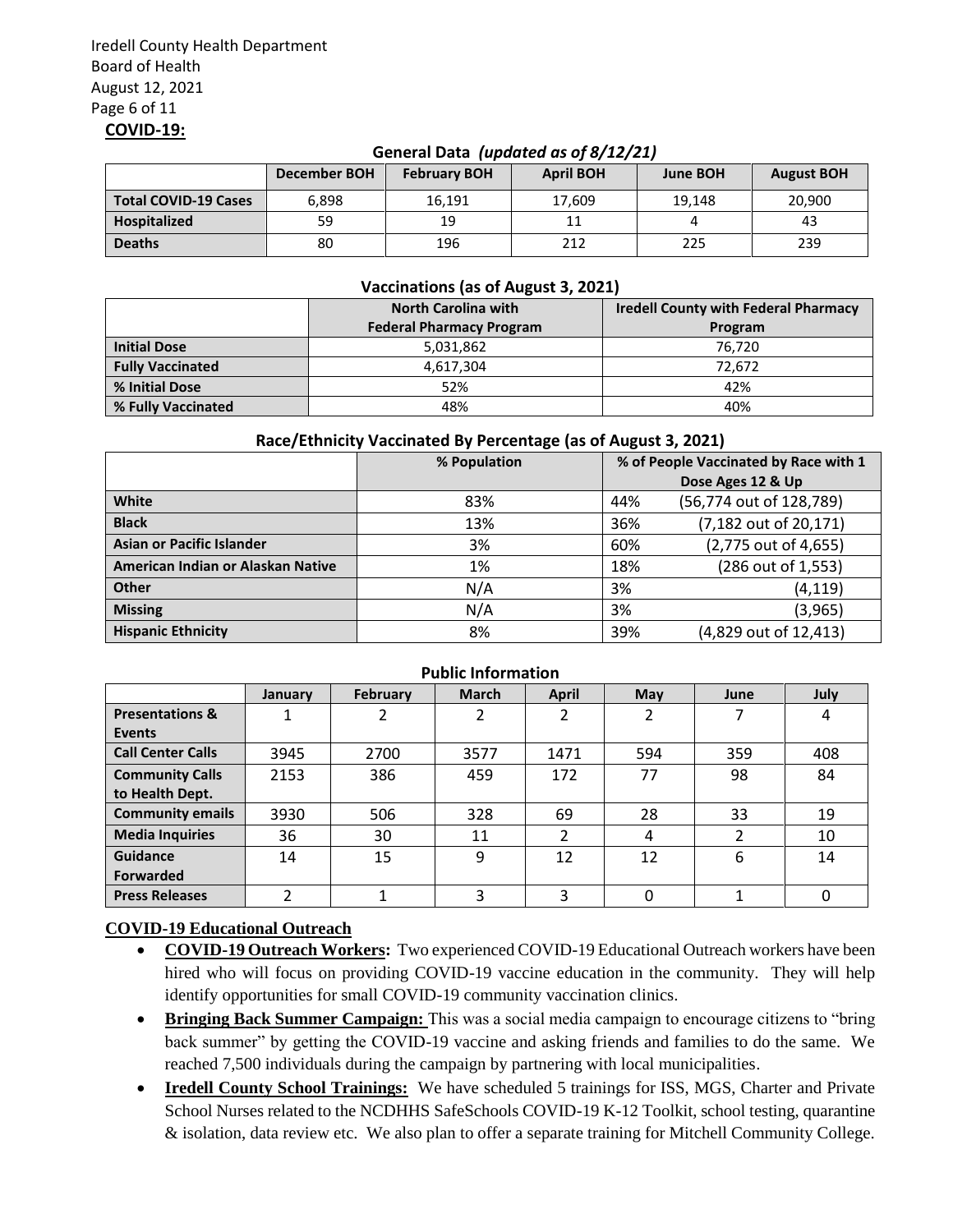## COVID-19:

**General Data** ***(updated as of 8/12/21)***

| | December BOH | February BOH | April BOH | June BOH | August BOH |
|---|---|---|---|---|---|
| **Total COVID-19 Cases** | 6,898 | 16,191 | 17,609 | 19,148 | 20,900 |
| **Hospitalized** | 59 | 19 | 11 | 4 | 43 |
| **Deaths** | 80 | 196 | 212 | 225 | 239 |

**Vaccinations (as of August 3, 2021)**

| | North Carolina with Federal Pharmacy Program | Iredell County with Federal Pharmacy Program |
|---|---|---|
| **Initial Dose** | 5,031,862 | 76,720 |
| **Fully Vaccinated** | 4,617,304 | 72,672 |
| **% Initial Dose** | 52% | 42% |
| **% Fully Vaccinated** | 48% | 40% |

**Race/Ethnicity Vaccinated By Percentage (as of August 3, 2021)**

| | % Population | % of People Vaccinated by Race with 1 Dose Ages 12 & Up |
|---|---|---|
| **White** | 83% | 44% (56,774 out of 128,789) |
| **Black** | 13% | 36% (7,182 out of 20,171) |
| **Asian or Pacific Islander** | 3% | 60% (2,775 out of 4,655) |
| **American Indian or Alaskan Native** | 1% | 18% (286 out of 1,553) |
| **Other** | N/A | 3% (4,119) |
| **Missing** | N/A | 3% (3,965) |
| **Hispanic Ethnicity** | 8% | 39% (4,829 out of 12,413) |

**Public Information**

| | January | February | March | April | May | June | July |
|---|---|---|---|---|---|---|---|
| **Presentations & Events** | 1 | 2 | 2 | 2 | 2 | 7 | 4 |
| **Call Center Calls** | 3945 | 2700 | 3577 | 1471 | 594 | 359 | 408 |
| **Community Calls to Health Dept.** | 2153 | 386 | 459 | 172 | 77 | 98 | 84 |
| **Community emails** | 3930 | 506 | 328 | 69 | 28 | 33 | 19 |
| **Media Inquiries** | 36 | 30 | 11 | 2 | 4 | 2 | 10 |
| **Guidance Forwarded** | 14 | 15 | 9 | 12 | 12 | 6 | 14 |
| **Press Releases** | 2 | 1 | 3 | 3 | 0 | 1 | 0 |

### COVID-19 Educational Outreach

- **COVID-19 Outreach Workers:** Two experienced COVID-19 Educational Outreach workers have been hired who will focus on providing COVID-19 vaccine education in the community. They will help identify opportunities for small COVID-19 community vaccination clinics.
- **Bringing Back Summer Campaign:** This was a social media campaign to encourage citizens to "bring back summer" by getting the COVID-19 vaccine and asking friends and families to do the same. We reached 7,500 individuals during the campaign by partnering with local municipalities.
- **Iredell County School Trainings:** We have scheduled 5 trainings for ISS, MGS, Charter and Private School Nurses related to the NCDHHS SafeSchools COVID-19 K-12 Toolkit, school testing, quarantine & isolation, data review etc. We also plan to offer a separate training for Mitchell Community College.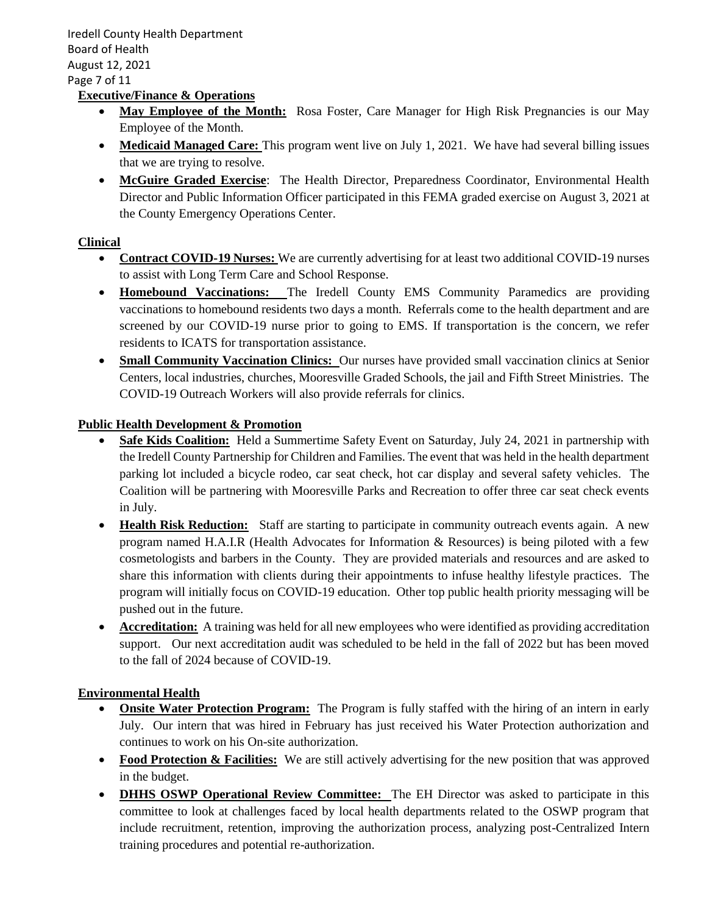**Executive/Finance & Operations**

- **May Employee of the Month:** Rosa Foster, Care Manager for High Risk Pregnancies is our May Employee of the Month.
- **Medicaid Managed Care:** This program went live on July 1, 2021. We have had several billing issues that we are trying to resolve.
- **McGuire Graded Exercise**: The Health Director, Preparedness Coordinator, Environmental Health Director and Public Information Officer participated in this FEMA graded exercise on August 3, 2021 at the County Emergency Operations Center.

**Clinical**

- **Contract COVID-19 Nurses:** We are currently advertising for at least two additional COVID-19 nurses to assist with Long Term Care and School Response.
- **Homebound Vaccinations:** The Iredell County EMS Community Paramedics are providing vaccinations to homebound residents two days a month. Referrals come to the health department and are screened by our COVID-19 nurse prior to going to EMS. If transportation is the concern, we refer residents to ICATS for transportation assistance.
- **Small Community Vaccination Clinics:** Our nurses have provided small vaccination clinics at Senior Centers, local industries, churches, Mooresville Graded Schools, the jail and Fifth Street Ministries. The COVID-19 Outreach Workers will also provide referrals for clinics.

**Public Health Development & Promotion**

- **Safe Kids Coalition:** Held a Summertime Safety Event on Saturday, July 24, 2021 in partnership with the Iredell County Partnership for Children and Families. The event that was held in the health department parking lot included a bicycle rodeo, car seat check, hot car display and several safety vehicles. The Coalition will be partnering with Mooresville Parks and Recreation to offer three car seat check events in July.
- **Health Risk Reduction:** Staff are starting to participate in community outreach events again. A new program named H.A.I.R (Health Advocates for Information & Resources) is being piloted with a few cosmetologists and barbers in the County. They are provided materials and resources and are asked to share this information with clients during their appointments to infuse healthy lifestyle practices. The program will initially focus on COVID-19 education. Other top public health priority messaging will be pushed out in the future.
- **Accreditation:** A training was held for all new employees who were identified as providing accreditation support. Our next accreditation audit was scheduled to be held in the fall of 2022 but has been moved to the fall of 2024 because of COVID-19.

**Environmental Health**

- **Onsite Water Protection Program:** The Program is fully staffed with the hiring of an intern in early July. Our intern that was hired in February has just received his Water Protection authorization and continues to work on his On-site authorization.
- **Food Protection & Facilities:** We are still actively advertising for the new position that was approved in the budget.
- **DHHS OSWP Operational Review Committee:** The EH Director was asked to participate in this committee to look at challenges faced by local health departments related to the OSWP program that include recruitment, retention, improving the authorization process, analyzing post-Centralized Intern training procedures and potential re-authorization.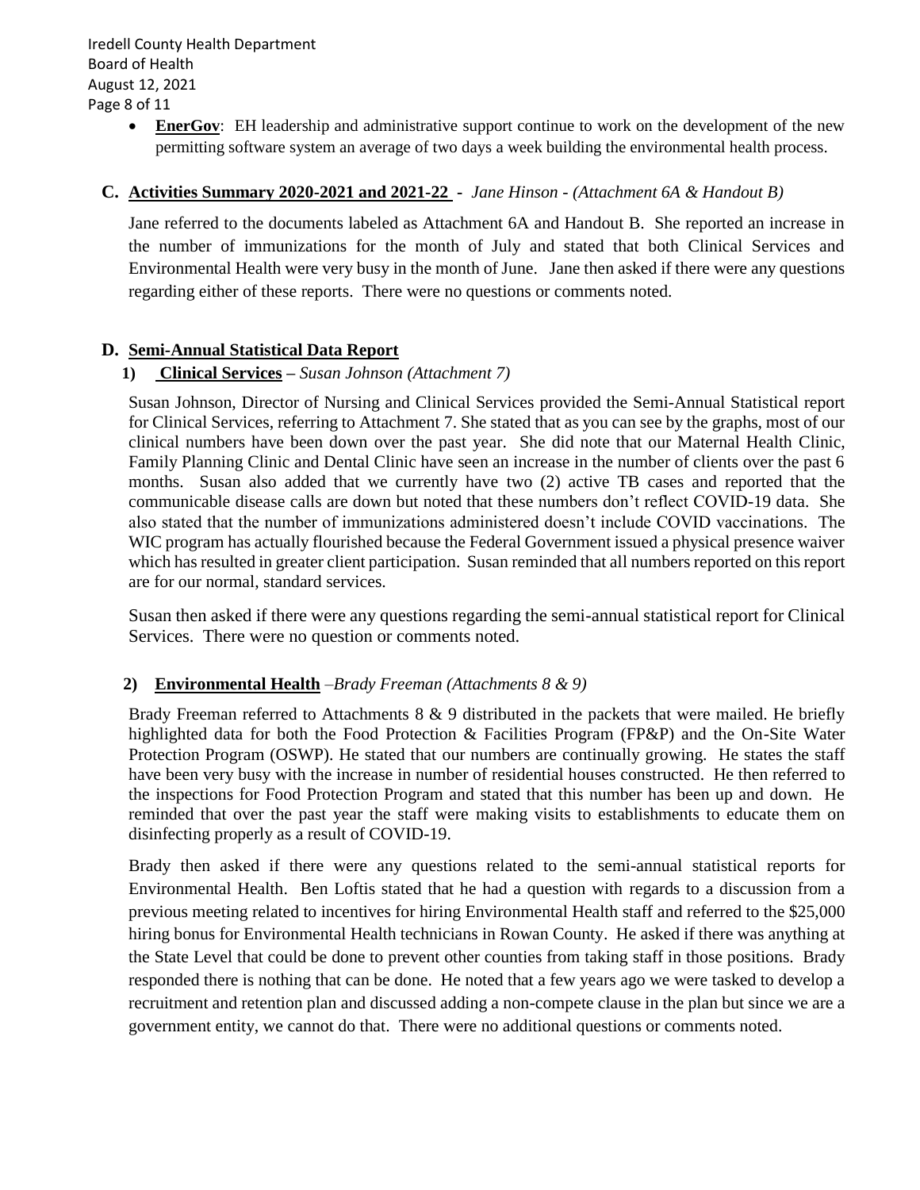- **EnerGov**: EH leadership and administrative support continue to work on the development of the new permitting software system an average of two days a week building the environmental health process.

## C. Activities Summary 2020-2021 and 2021-22 - *Jane Hinson - (Attachment 6A & Handout B)*

Jane referred to the documents labeled as Attachment 6A and Handout B. She reported an increase in the number of immunizations for the month of July and stated that both Clinical Services and Environmental Health were very busy in the month of June. Jane then asked if there were any questions regarding either of these reports. There were no questions or comments noted.

## D. Semi-Annual Statistical Data Report

### 1) Clinical Services – *Susan Johnson (Attachment 7)*

Susan Johnson, Director of Nursing and Clinical Services provided the Semi-Annual Statistical report for Clinical Services, referring to Attachment 7. She stated that as you can see by the graphs, most of our clinical numbers have been down over the past year. She did note that our Maternal Health Clinic, Family Planning Clinic and Dental Clinic have seen an increase in the number of clients over the past 6 months. Susan also added that we currently have two (2) active TB cases and reported that the communicable disease calls are down but noted that these numbers don't reflect COVID-19 data. She also stated that the number of immunizations administered doesn't include COVID vaccinations. The WIC program has actually flourished because the Federal Government issued a physical presence waiver which has resulted in greater client participation. Susan reminded that all numbers reported on this report are for our normal, standard services.

Susan then asked if there were any questions regarding the semi-annual statistical report for Clinical Services. There were no question or comments noted.

### 2) Environmental Health –*Brady Freeman (Attachments 8 & 9)*

Brady Freeman referred to Attachments 8 & 9 distributed in the packets that were mailed. He briefly highlighted data for both the Food Protection & Facilities Program (FP&P) and the On-Site Water Protection Program (OSWP). He stated that our numbers are continually growing. He states the staff have been very busy with the increase in number of residential houses constructed. He then referred to the inspections for Food Protection Program and stated that this number has been up and down. He reminded that over the past year the staff were making visits to establishments to educate them on disinfecting properly as a result of COVID-19.

Brady then asked if there were any questions related to the semi-annual statistical reports for Environmental Health. Ben Loftis stated that he had a question with regards to a discussion from a previous meeting related to incentives for hiring Environmental Health staff and referred to the $25,000 hiring bonus for Environmental Health technicians in Rowan County. He asked if there was anything at the State Level that could be done to prevent other counties from taking staff in those positions. Brady responded there is nothing that can be done. He noted that a few years ago we were tasked to develop a recruitment and retention plan and discussed adding a non-compete clause in the plan but since we are a government entity, we cannot do that. There were no additional questions or comments noted.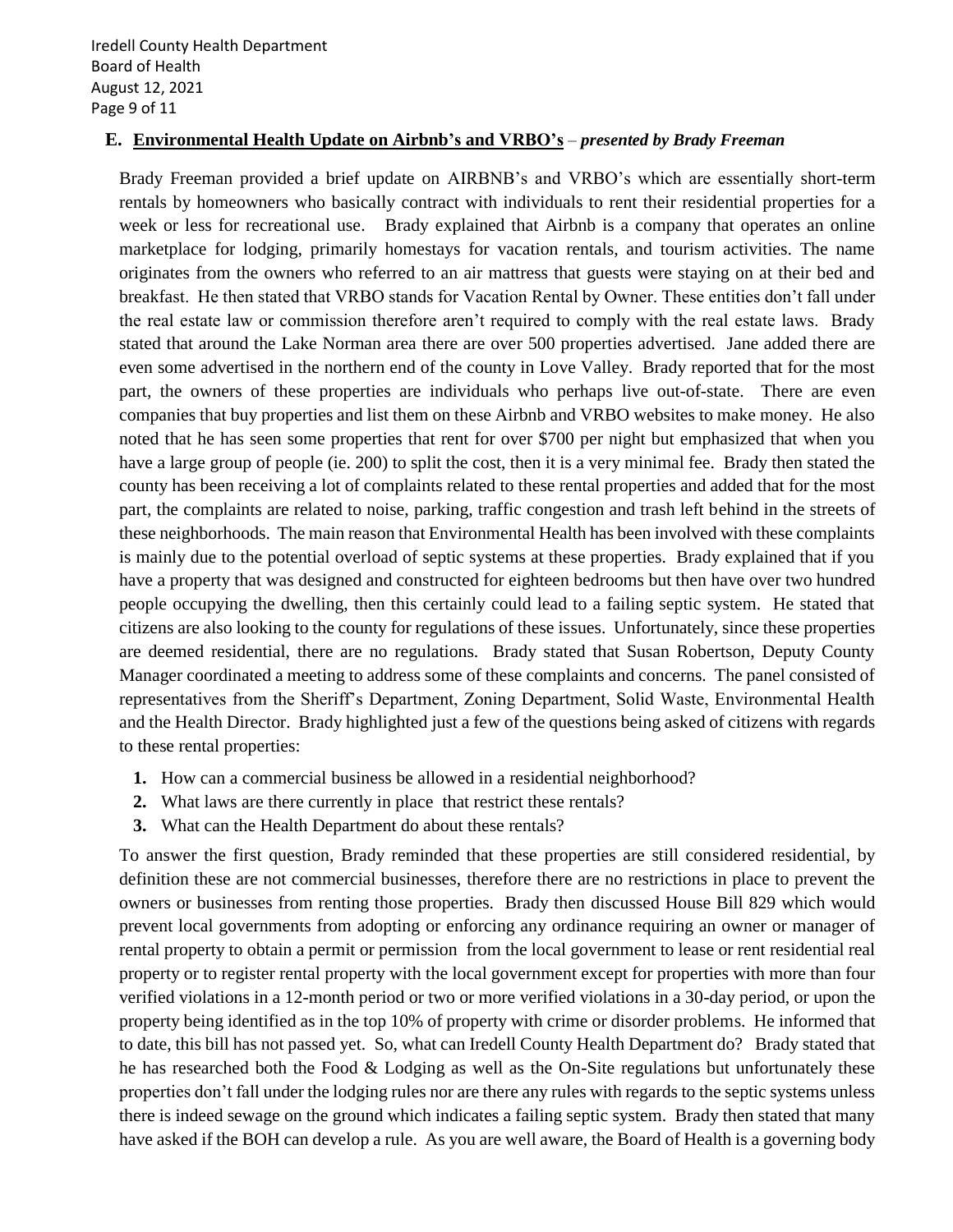## E. Environmental Health Update on Airbnb's and VRBO's – *presented by Brady Freeman*

Brady Freeman provided a brief update on AIRBNB's and VRBO's which are essentially short-term rentals by homeowners who basically contract with individuals to rent their residential properties for a week or less for recreational use. Brady explained that Airbnb is a company that operates an online marketplace for lodging, primarily homestays for vacation rentals, and tourism activities. The name originates from the owners who referred to an air mattress that guests were staying on at their bed and breakfast. He then stated that VRBO stands for Vacation Rental by Owner. These entities don't fall under the real estate law or commission therefore aren't required to comply with the real estate laws. Brady stated that around the Lake Norman area there are over 500 properties advertised. Jane added there are even some advertised in the northern end of the county in Love Valley. Brady reported that for the most part, the owners of these properties are individuals who perhaps live out-of-state. There are even companies that buy properties and list them on these Airbnb and VRBO websites to make money. He also noted that he has seen some properties that rent for over $700 per night but emphasized that when you have a large group of people (ie. 200) to split the cost, then it is a very minimal fee. Brady then stated the county has been receiving a lot of complaints related to these rental properties and added that for the most part, the complaints are related to noise, parking, traffic congestion and trash left behind in the streets of these neighborhoods. The main reason that Environmental Health has been involved with these complaints is mainly due to the potential overload of septic systems at these properties. Brady explained that if you have a property that was designed and constructed for eighteen bedrooms but then have over two hundred people occupying the dwelling, then this certainly could lead to a failing septic system. He stated that citizens are also looking to the county for regulations of these issues. Unfortunately, since these properties are deemed residential, there are no regulations. Brady stated that Susan Robertson, Deputy County Manager coordinated a meeting to address some of these complaints and concerns. The panel consisted of representatives from the Sheriff's Department, Zoning Department, Solid Waste, Environmental Health and the Health Director. Brady highlighted just a few of the questions being asked of citizens with regards to these rental properties:

1. How can a commercial business be allowed in a residential neighborhood?
2. What laws are there currently in place that restrict these rentals?
3. What can the Health Department do about these rentals?

To answer the first question, Brady reminded that these properties are still considered residential, by definition these are not commercial businesses, therefore there are no restrictions in place to prevent the owners or businesses from renting those properties. Brady then discussed House Bill 829 which would prevent local governments from adopting or enforcing any ordinance requiring an owner or manager of rental property to obtain a permit or permission from the local government to lease or rent residential real property or to register rental property with the local government except for properties with more than four verified violations in a 12-month period or two or more verified violations in a 30-day period, or upon the property being identified as in the top 10% of property with crime or disorder problems. He informed that to date, this bill has not passed yet. So, what can Iredell County Health Department do? Brady stated that he has researched both the Food & Lodging as well as the On-Site regulations but unfortunately these properties don't fall under the lodging rules nor are there any rules with regards to the septic systems unless there is indeed sewage on the ground which indicates a failing septic system. Brady then stated that many have asked if the BOH can develop a rule. As you are well aware, the Board of Health is a governing body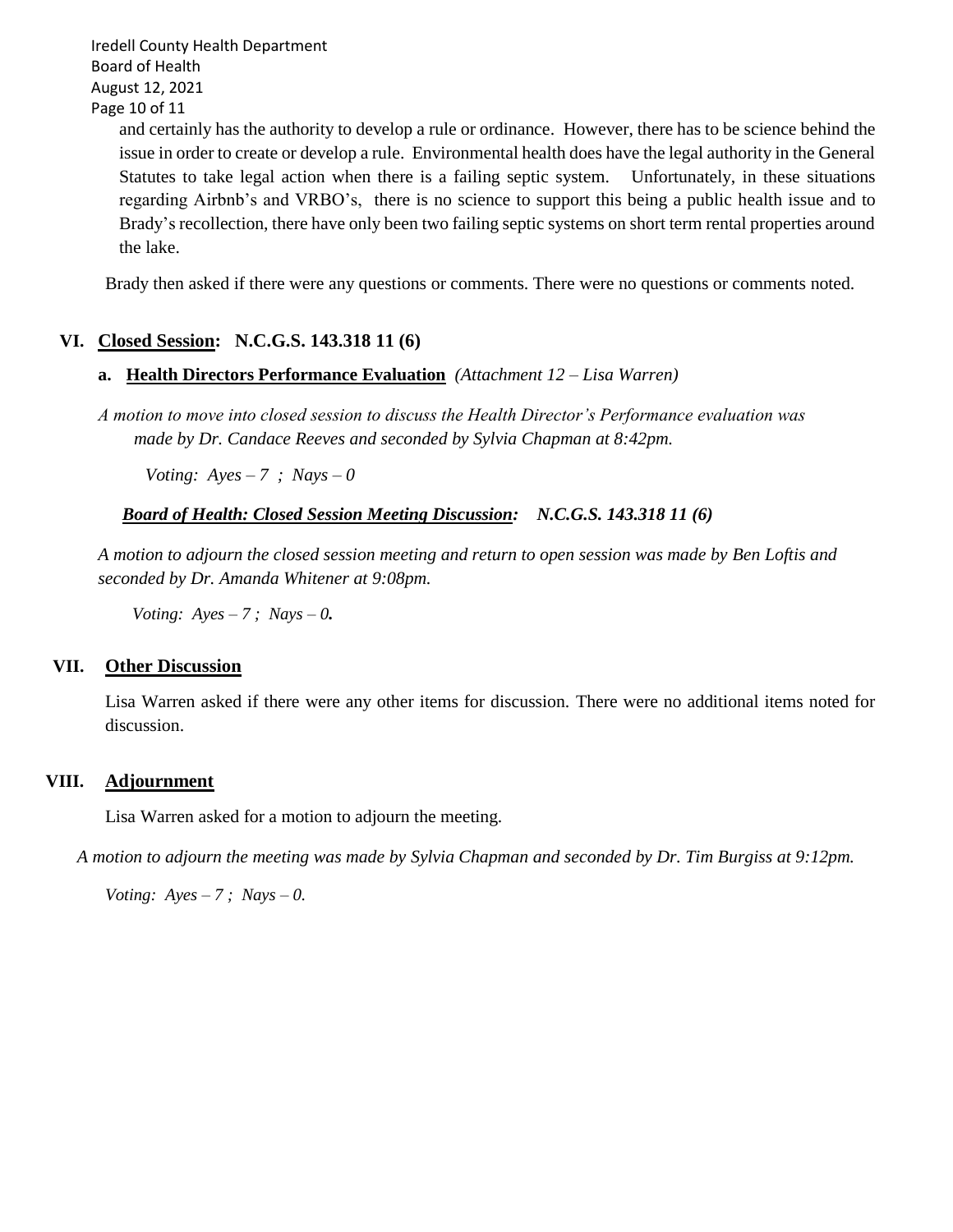and certainly has the authority to develop a rule or ordinance. However, there has to be science behind the issue in order to create or develop a rule. Environmental health does have the legal authority in the General Statutes to take legal action when there is a failing septic system. Unfortunately, in these situations regarding Airbnb's and VRBO's, there is no science to support this being a public health issue and to Brady's recollection, there have only been two failing septic systems on short term rental properties around the lake.

Brady then asked if there were any questions or comments. There were no questions or comments noted.

## VI. Closed Session: N.C.G.S. 143.318 11 (6)

### a. Health Directors Performance Evaluation *(Attachment 12 – Lisa Warren)*

*A motion to move into closed session to discuss the Health Director's Performance evaluation was made by Dr. Candace Reeves and seconded by Sylvia Chapman at 8:42pm.*

*Voting: Ayes – 7 ; Nays – 0*

***Board of Health: Closed Session Meeting Discussion: N.C.G.S. 143.318 11 (6)***

*A motion to adjourn the closed session meeting and return to open session was made by Ben Loftis and seconded by Dr. Amanda Whitener at 9:08pm.*

*Voting: Ayes – 7 ; Nays – 0.*

## VII. Other Discussion

Lisa Warren asked if there were any other items for discussion. There were no additional items noted for discussion.

## VIII. Adjournment

Lisa Warren asked for a motion to adjourn the meeting.

*A motion to adjourn the meeting was made by Sylvia Chapman and seconded by Dr. Tim Burgiss at 9:12pm.*

*Voting: Ayes – 7 ; Nays – 0.*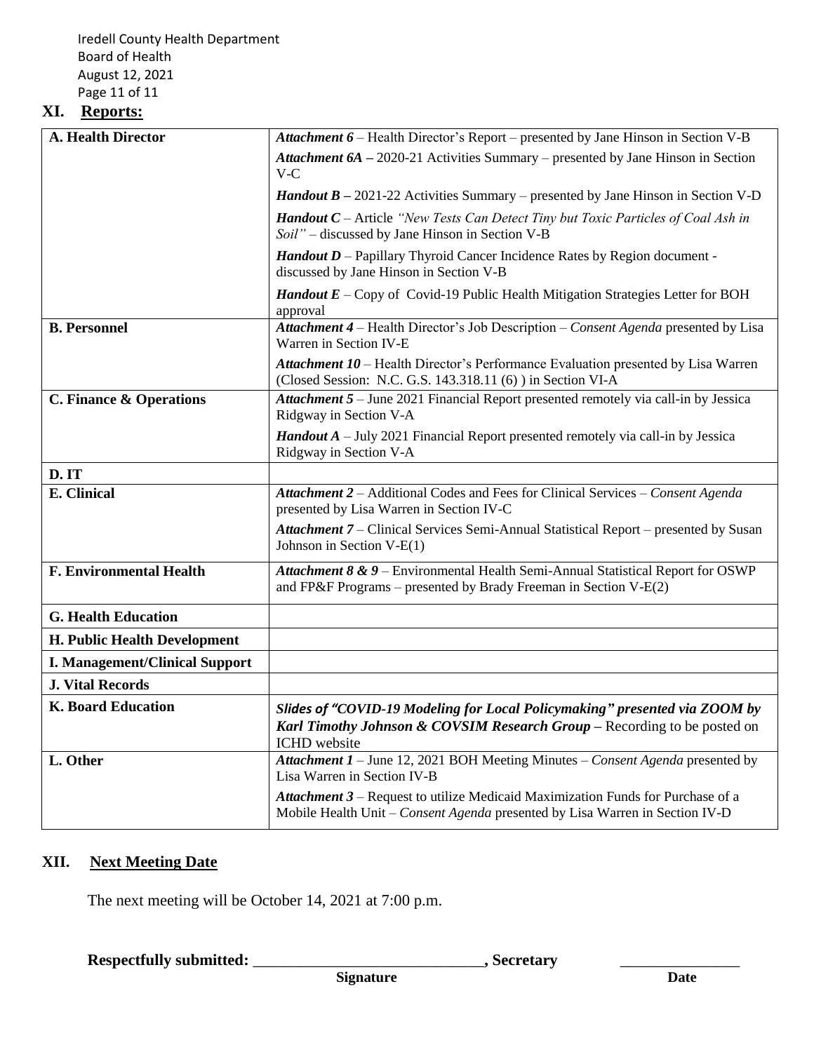## XI. Reports:

| | |
|---|---|
| **A. Health Director** | ***Attachment 6*** – Health Director's Report – presented by Jane Hinson in Section V-B<br>***Attachment 6A*** – 2020-21 Activities Summary – presented by Jane Hinson in Section V-C<br>***Handout B*** – 2021-22 Activities Summary – presented by Jane Hinson in Section V-D<br>***Handout C*** – Article *"New Tests Can Detect Tiny but Toxic Particles of Coal Ash in Soil"* – discussed by Jane Hinson in Section V-B<br>***Handout D*** – Papillary Thyroid Cancer Incidence Rates by Region document - discussed by Jane Hinson in Section V-B<br>***Handout E*** – Copy of Covid-19 Public Health Mitigation Strategies Letter for BOH approval |
| **B. Personnel** | ***Attachment 4*** – Health Director's Job Description – *Consent Agenda* presented by Lisa Warren in Section IV-E<br>***Attachment 10*** – Health Director's Performance Evaluation presented by Lisa Warren (Closed Session: N.C. G.S. 143.318.11 (6) ) in Section VI-A |
| **C. Finance & Operations** | ***Attachment 5*** – June 2021 Financial Report presented remotely via call-in by Jessica Ridgway in Section V-A<br>***Handout A*** – July 2021 Financial Report presented remotely via call-in by Jessica Ridgway in Section V-A |
| **D. IT** | |
| **E. Clinical** | ***Attachment 2*** – Additional Codes and Fees for Clinical Services – *Consent Agenda* presented by Lisa Warren in Section IV-C<br>***Attachment 7*** – Clinical Services Semi-Annual Statistical Report – presented by Susan Johnson in Section V-E(1) |
| **F. Environmental Health** | ***Attachment 8 & 9*** – Environmental Health Semi-Annual Statistical Report for OSWP and FP&F Programs – presented by Brady Freeman in Section V-E(2) |
| **G. Health Education** | |
| **H. Public Health Development** | |
| **I. Management/Clinical Support** | |
| **J. Vital Records** | |
| **K. Board Education** | ***Slides of "COVID-19 Modeling for Local Policymaking" presented via ZOOM by Karl Timothy Johnson & COVSIM Research Group*** – Recording to be posted on ICHD website |
| **L. Other** | ***Attachment 1*** – June 12, 2021 BOH Meeting Minutes – *Consent Agenda* presented by Lisa Warren in Section IV-B<br>***Attachment 3*** – Request to utilize Medicaid Maximization Funds for Purchase of a Mobile Health Unit – *Consent Agenda* presented by Lisa Warren in Section IV-D |

## XII. Next Meeting Date

The next meeting will be October 14, 2021 at 7:00 p.m.

**Respectfully submitted:** ______________________________, **Secretary** ________________

**Signature** **Date**